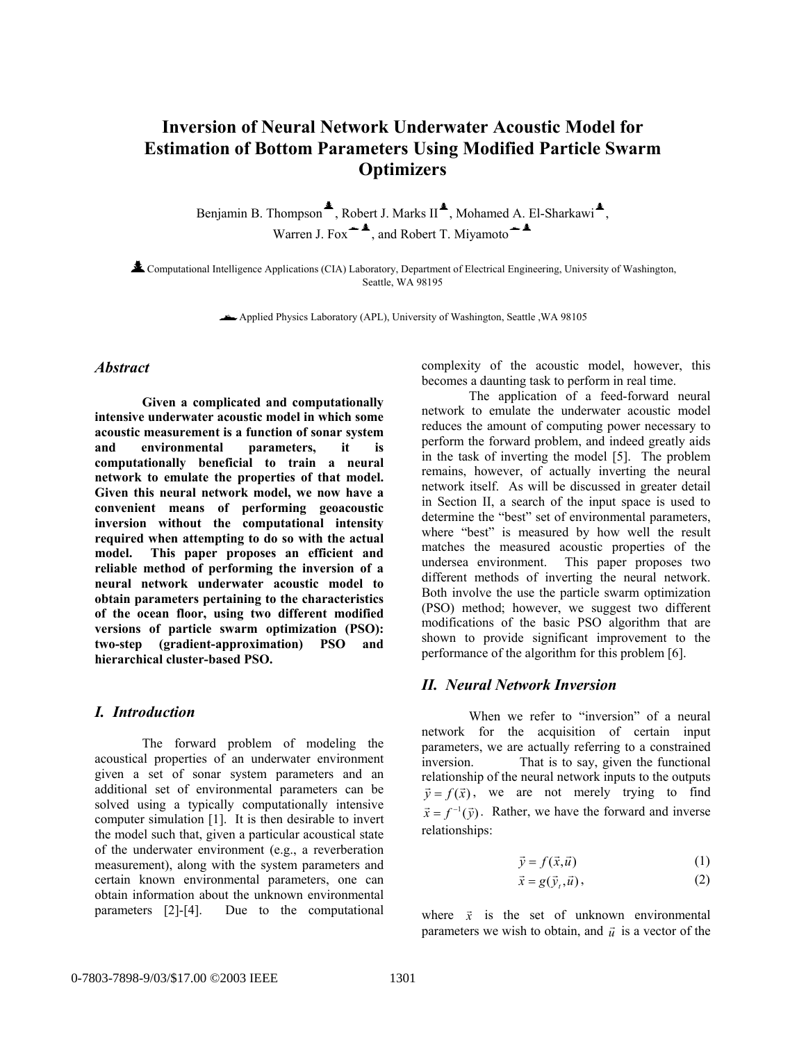# Inversion of Neural Network Underwater Acoustic Model for Estimation of Bottom Parameters Using Modified Particle Swarm Optimizers

Benjamin B. Thompson[♣], Robert J. Marks II[♣], Mohamed A. El-Sharkawi[♣], Warren J. Fox[♠♣], and Robert T. Miyamoto[♠♣]

[♣] Computational Intelligence Applications (CIA) Laboratory, Department of Electrical Engineering, University of Washington, Seattle, WA 98195

[♠] Applied Physics Laboratory (APL), University of Washington, Seattle ,WA 98105

## *Abstract*

**Given a complicated and computationally intensive underwater acoustic model in which some acoustic measurement is a function of sonar system and environmental parameters, it is computationally beneficial to train a neural network to emulate the properties of that model. Given this neural network model, we now have a convenient means of performing geoacoustic inversion without the computational intensity required when attempting to do so with the actual model. This paper proposes an efficient and reliable method of performing the inversion of a neural network underwater acoustic model to obtain parameters pertaining to the characteristics of the ocean floor, using two different modified versions of particle swarm optimization (PSO): two-step (gradient-approximation) PSO and hierarchical cluster-based PSO.**

## *I. Introduction*

The forward problem of modeling the acoustical properties of an underwater environment given a set of sonar system parameters and an additional set of environmental parameters can be solved using a typically computationally intensive computer simulation [1]. It is then desirable to invert the model such that, given a particular acoustical state of the underwater environment (e.g., a reverberation measurement), along with the system parameters and certain known environmental parameters, one can obtain information about the unknown environmental parameters [2]-[4]. Due to the computational complexity of the acoustic model, however, this becomes a daunting task to perform in real time.

The application of a feed-forward neural network to emulate the underwater acoustic model reduces the amount of computing power necessary to perform the forward problem, and indeed greatly aids in the task of inverting the model [5]. The problem remains, however, of actually inverting the neural network itself. As will be discussed in greater detail in Section II, a search of the input space is used to determine the "best" set of environmental parameters, where "best" is measured by how well the result matches the measured acoustic properties of the undersea environment. This paper proposes two different methods of inverting the neural network. Both involve the use the particle swarm optimization (PSO) method; however, we suggest two different modifications of the basic PSO algorithm that are shown to provide significant improvement to the performance of the algorithm for this problem [6].

## *II. Neural Network Inversion*

When we refer to "inversion" of a neural network for the acquisition of certain input parameters, we are actually referring to a constrained inversion. That is to say, given the functional relationship of the neural network inputs to the outputs $\vec{y} = f(\vec{x})$, we are not merely trying to find $\vec{x} = f^{-1}(\vec{y})$. Rather, we have the forward and inverse relationships:

$$\vec{y} = f(\vec{x}, \vec{u}) \quad (1)$$

$$\vec{x} = g(\vec{y}_t, \vec{u}), \quad (2)$$

where $\vec{x}$ is the set of unknown environmental parameters we wish to obtain, and $\vec{u}$ is a vector of the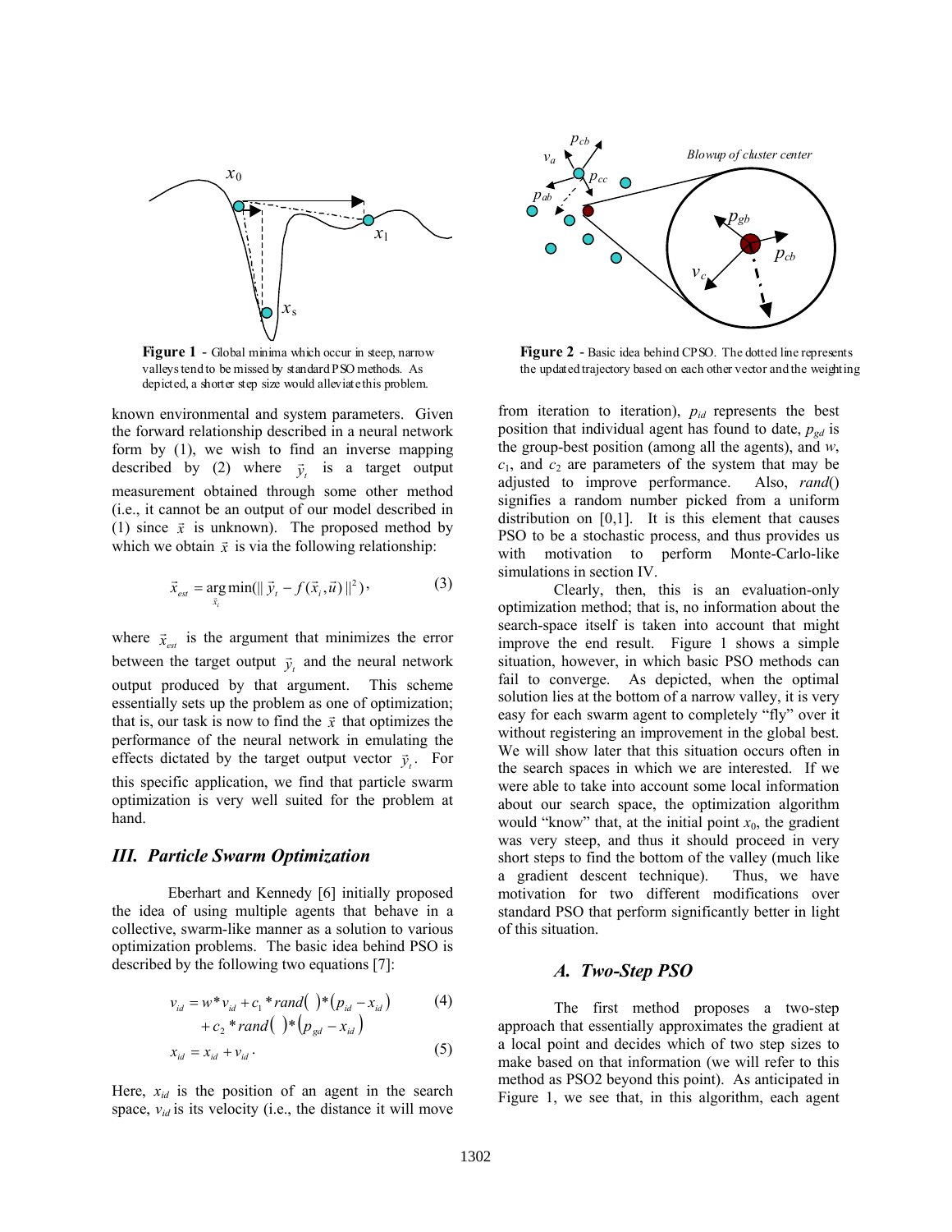**Figure 1** - Global minima which occur in steep, narrow valleys tend to be missed by standard PSO methods. As depicted, a shorter step size would alleviate this problem.

**Figure 2** - Basic idea behind CPSO. The dotted line represents the updated trajectory based on each other vector and the weighting

known environmental and system parameters. Given the forward relationship described in a neural network form by (1), we wish to find an inverse mapping described by (2) where $\vec{y}_t$ is a target output measurement obtained through some other method (i.e., it cannot be an output of our model described in (1) since $\vec{x}$ is unknown). The proposed method by which we obtain $\vec{x}$ is via the following relationship:

$$\vec{x}_{est} = \underset{\vec{x}_i}{\arg\min}(\| \vec{y}_t - f(\vec{x}_i, \vec{u}) \|^2), \tag{3}$$

where $\vec{x}_{est}$ is the argument that minimizes the error between the target output $\vec{y}_t$ and the neural network output produced by that argument. This scheme essentially sets up the problem as one of optimization; that is, our task is now to find the $\vec{x}$ that optimizes the performance of the neural network in emulating the effects dictated by the target output vector $\vec{y}_t$. For this specific application, we find that particle swarm optimization is very well suited for the problem at hand.

## *III. Particle Swarm Optimization*

Eberhart and Kennedy [6] initially proposed the idea of using multiple agents that behave in a collective, swarm-like manner as a solution to various optimization problems. The basic idea behind PSO is described by the following two equations [7]:

$$v_{id} = w * v_{id} + c_1 * rand() * (p_{id} - x_{id}) + c_2 * rand() * (p_{gd} - x_{id}) \tag{4}$$

$$x_{id} = x_{id} + v_{id} \, . \tag{5}$$

Here, $x_{id}$ is the position of an agent in the search space, $v_{id}$ is its velocity (i.e., the distance it will move from iteration to iteration), $p_{id}$ represents the best position that individual agent has found to date, $p_{gd}$ is the group-best position (among all the agents), and $w$, $c_1$, and $c_2$ are parameters of the system that may be adjusted to improve performance. Also, *rand*() signifies a random number picked from a uniform distribution on [0,1]. It is this element that causes PSO to be a stochastic process, and thus provides us with motivation to perform Monte-Carlo-like simulations in section IV.

Clearly, then, this is an evaluation-only optimization method; that is, no information about the search-space itself is taken into account that might improve the end result. Figure 1 shows a simple situation, however, in which basic PSO methods can fail to converge. As depicted, when the optimal solution lies at the bottom of a narrow valley, it is very easy for each swarm agent to completely "fly" over it without registering an improvement in the global best. We will show later that this situation occurs often in the search spaces in which we are interested. If we were able to take into account some local information about our search space, the optimization algorithm would "know" that, at the initial point $x_0$, the gradient was very steep, and thus it should proceed in very short steps to find the bottom of the valley (much like a gradient descent technique). Thus, we have motivation for two different modifications over standard PSO that perform significantly better in light of this situation.

### *A. Two-Step PSO*

The first method proposes a two-step approach that essentially approximates the gradient at a local point and decides which of two step sizes to make based on that information (we will refer to this method as PSO2 beyond this point). As anticipated in Figure 1, we see that, in this algorithm, each agent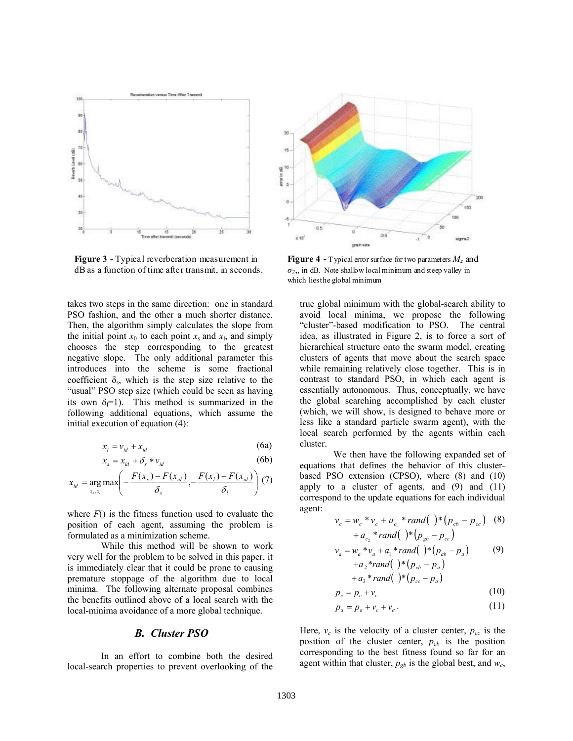**Figure 3 -** Typical reverberation measurement in dB as a function of time after transmit, in seconds.

**Figure 4 -** Typical error surface for two parameters $M_z$ and $\sigma_2$, in dB. Note shallow local minimum and steep valley in which lies the global minimum

takes two steps in the same direction: one in standard PSO fashion, and the other a much shorter distance. Then, the algorithm simply calculates the slope from the initial point $x_0$ to each point $x_s$ and $x_l$, and simply chooses the step corresponding to the greatest negative slope. The only additional parameter this introduces into the scheme is some fractional coefficient $\delta_s$, which is the step size relative to the "usual" PSO step size (which could be seen as having its own $\delta_l$=1). This method is summarized in the following additional equations, which assume the initial execution of equation (4):

$$x_l = v_{id} + x_{id} \tag{6a}$$

$$x_s = x_{id} + \delta_s * v_{id} \tag{6b}$$

$$x_{id} = \arg\max_{x_s, x_l}\left(-\frac{F(x_s) - F(x_{id})}{\delta_s}, -\frac{F(x_l) - F(x_{id})}{\delta_l}\right) \tag{7}$$

where $F()$ is the fitness function used to evaluate the position of each agent, assuming the problem is formulated as a minimization scheme.

While this method will be shown to work very well for the problem to be solved in this paper, it is immediately clear that it could be prone to causing premature stoppage of the algorithm due to local minima. The following alternate proposal combines the benefits outlined above of a local search with the local-minima avoidance of a more global technique.

### *B. Cluster PSO*

In an effort to combine both the desired local-search properties to prevent overlooking of the true global minimum with the global-search ability to avoid local minima, we propose the following "cluster"-based modification to PSO. The central idea, as illustrated in Figure 2, is to force a sort of hierarchical structure onto the swarm model, creating clusters of agents that move about the search space while remaining relatively close together. This is in contrast to standard PSO, in which each agent is essentially autonomous. Thus, conceptually, we have the global searching accomplished by each cluster (which, we will show, is designed to behave more or less like a standard particle swarm agent), with the local search performed by the agents within each cluster.

We then have the following expanded set of equations that defines the behavior of this cluster-based PSO extension (CPSO), where (8) and (10) apply to a cluster of agents, and (9) and (11) correspond to the update equations for each individual agent:

$$v_c = w_c * v_c + a_{c_1} * rand(\ ) * (p_{cb} - p_{cc}) + a_{c_2} * rand(\ ) * (p_{gb} - p_{cc}) \tag{8}$$

$$v_a = w_a * v_a + a_1 * rand(\ ) * (p_{ab} - p_a) + a_2 * rand(\ ) * (p_{cb} - p_a) + a_3 * rand(\ ) * (p_{cc} - p_a) \tag{9}$$

$$p_c = p_c + v_c \tag{10}$$

$$p_a = p_a + v_c + v_a \, . \tag{11}$$

Here, $v_c$ is the velocity of a cluster center, $p_{cc}$ is the position of the cluster center, $p_{cb}$ is the position corresponding to the best fitness found so far for an agent within that cluster, $p_{gb}$ is the global best, and $w_c$,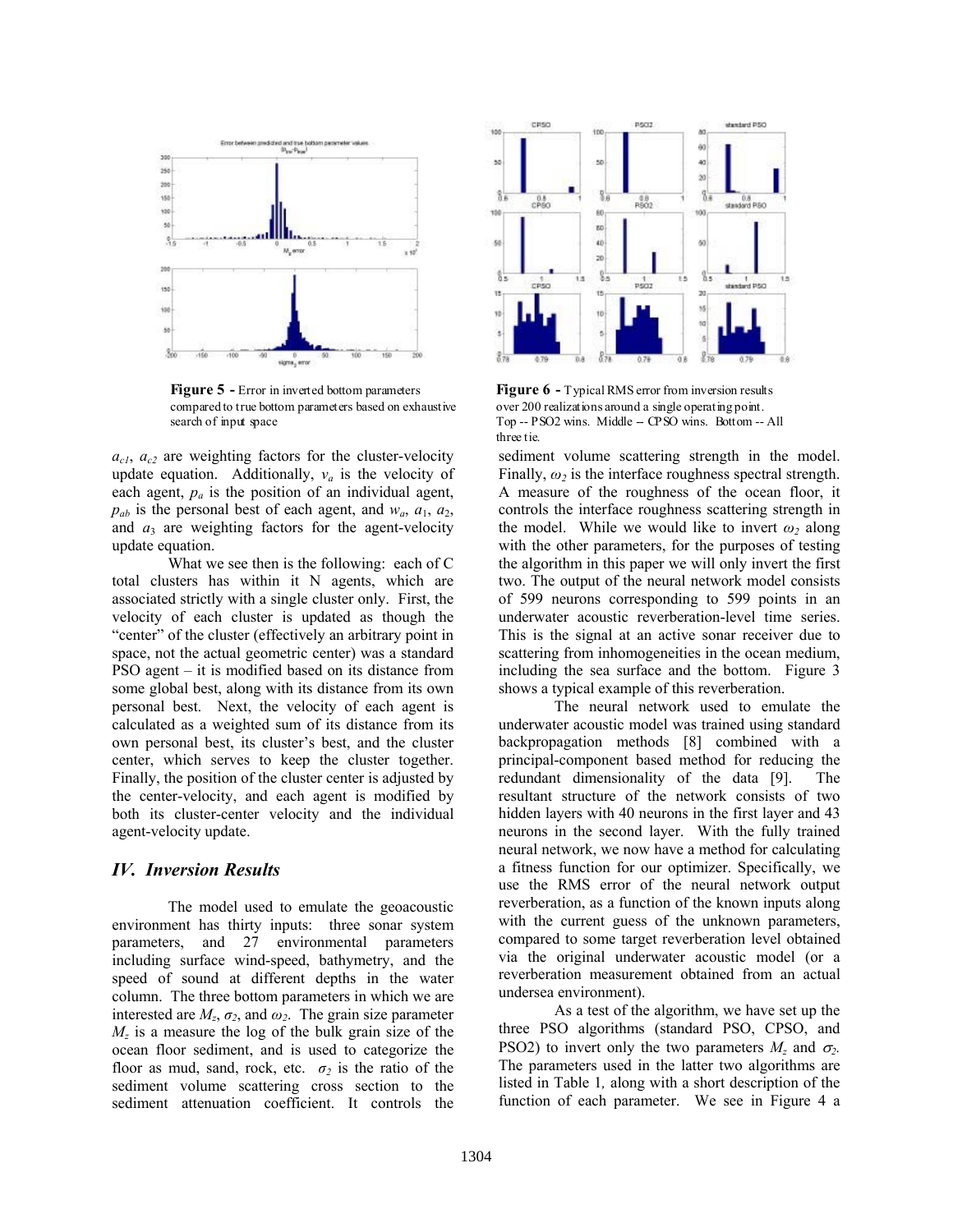**Figure 5 -** Error in inverted bottom parameters compared to true bottom parameters based on exhaustive search of input space

**Figure 6 -** Typical RMS error from inversion results over 200 realizations around a single operating point. Top -- PSO2 wins. Middle -- CPSO wins. Bottom -- All three tie.

$a_{c1}$, $a_{c2}$ are weighting factors for the cluster-velocity update equation. Additionally, $v_a$ is the velocity of each agent, $p_a$ is the position of an individual agent, $p_{ab}$ is the personal best of each agent, and $w_a$, $a_1$, $a_2$, and $a_3$ are weighting factors for the agent-velocity update equation.

What we see then is the following: each of C total clusters has within it N agents, which are associated strictly with a single cluster only. First, the velocity of each cluster is updated as though the "center" of the cluster (effectively an arbitrary point in space, not the actual geometric center) was a standard PSO agent – it is modified based on its distance from some global best, along with its distance from its own personal best. Next, the velocity of each agent is calculated as a weighted sum of its distance from its own personal best, its cluster's best, and the cluster center, which serves to keep the cluster together. Finally, the position of the cluster center is adjusted by the center-velocity, and each agent is modified by both its cluster-center velocity and the individual agent-velocity update.

## *IV. Inversion Results*

The model used to emulate the geoacoustic environment has thirty inputs: three sonar system parameters, and 27 environmental parameters including surface wind-speed, bathymetry, and the speed of sound at different depths in the water column. The three bottom parameters in which we are interested are $M_z$, $\sigma_2$, and $\omega_2$. The grain size parameter $M_z$ is a measure the log of the bulk grain size of the ocean floor sediment, and is used to categorize the floor as mud, sand, rock, etc. $\sigma_2$ is the ratio of the sediment volume scattering cross section to the sediment attenuation coefficient. It controls the sediment volume scattering strength in the model. Finally, $\omega_2$ is the interface roughness spectral strength. A measure of the roughness of the ocean floor, it controls the interface roughness scattering strength in the model. While we would like to invert $\omega_2$ along with the other parameters, for the purposes of testing the algorithm in this paper we will only invert the first two. The output of the neural network model consists of 599 neurons corresponding to 599 points in an underwater acoustic reverberation-level time series. This is the signal at an active sonar receiver due to scattering from inhomogeneities in the ocean medium, including the sea surface and the bottom. Figure 3 shows a typical example of this reverberation.

The neural network used to emulate the underwater acoustic model was trained using standard backpropagation methods [8] combined with a principal-component based method for reducing the redundant dimensionality of the data [9]. The resultant structure of the network consists of two hidden layers with 40 neurons in the first layer and 43 neurons in the second layer. With the fully trained neural network, we now have a method for calculating a fitness function for our optimizer. Specifically, we use the RMS error of the neural network output reverberation, as a function of the known inputs along with the current guess of the unknown parameters, compared to some target reverberation level obtained via the original underwater acoustic model (or a reverberation measurement obtained from an actual undersea environment).

As a test of the algorithm, we have set up the three PSO algorithms (standard PSO, CPSO, and PSO2) to invert only the two parameters $M_z$ and $\sigma_2$. The parameters used in the latter two algorithms are listed in Table 1, along with a short description of the function of each parameter. We see in Figure 4 a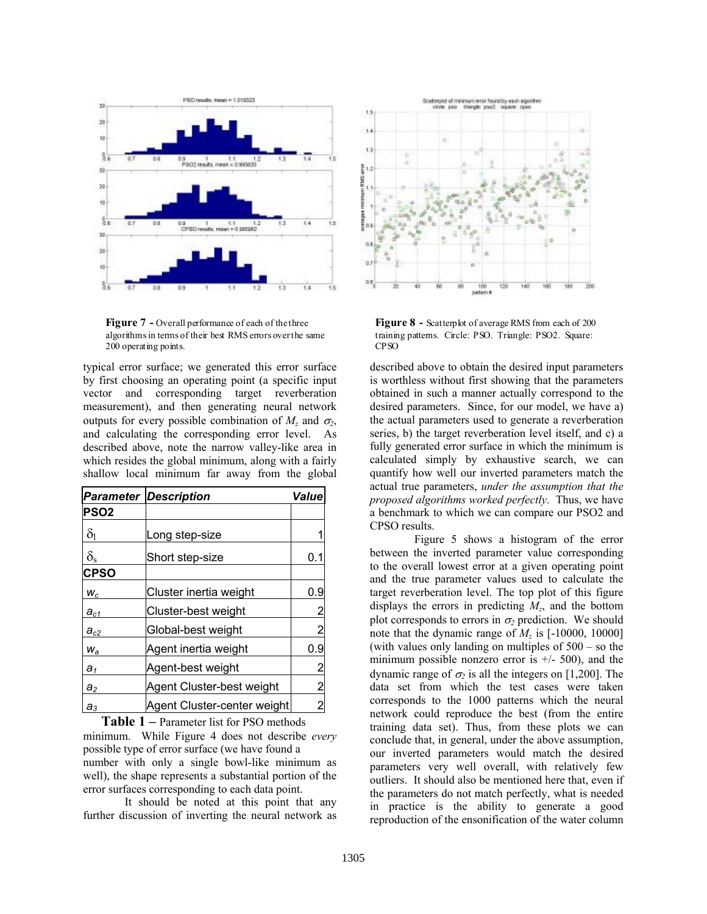**Figure 7 -** Overall performance of each of the three algorithms in terms of their best RMS errors over the same 200 operating points.

**Figure 8 -** Scatterplot of average RMS from each of 200 training patterns. Circle: PSO. Triangle: PSO2. Square: CPSO

typical error surface; we generated this error surface by first choosing an operating point (a specific input vector and corresponding target reverberation measurement), and then generating neural network outputs for every possible combination of $M_z$ and $\sigma_2$, and calculating the corresponding error level. As described above, note the narrow valley-like area in which resides the global minimum, along with a fairly shallow local minimum far away from the global

| *Parameter* | *Description* | *Value* |
|---|---|---|
| **PSO2** | | |
| $\delta_l$ | Long step-size | 1 |
| $\delta_s$ | Short step-size | 0.1 |
| **CPSO** | | |
| $w_c$ | Cluster inertia weight | 0.9 |
| $a_{c1}$ | Cluster-best weight | 2 |
| $a_{c2}$ | Global-best weight | 2 |
| $w_a$ | Agent inertia weight | 0.9 |
| $a_1$ | Agent-best weight | 2 |
| $a_2$ | Agent Cluster-best weight | 2 |
| $a_3$ | Agent Cluster-center weight | 2 |

**Table 1 –** Parameter list for PSO methods

minimum. While Figure 4 does not describe *every* possible type of error surface (we have found a number with only a single bowl-like minimum as well), the shape represents a substantial portion of the error surfaces corresponding to each data point.

It should be noted at this point that any further discussion of inverting the neural network as described above to obtain the desired input parameters is worthless without first showing that the parameters obtained in such a manner actually correspond to the desired parameters. Since, for our model, we have a) the actual parameters used to generate a reverberation series, b) the target reverberation level itself, and c) a fully generated error surface in which the minimum is calculated simply by exhaustive search, we can quantify how well our inverted parameters match the actual true parameters, *under the assumption that the proposed algorithms worked perfectly*. Thus, we have a benchmark to which we can compare our PSO2 and CPSO results.

Figure 5 shows a histogram of the error between the inverted parameter value corresponding to the overall lowest error at a given operating point and the true parameter values used to calculate the target reverberation level. The top plot of this figure displays the errors in predicting $M_z$, and the bottom plot corresponds to errors in $\sigma_2$ prediction. We should note that the dynamic range of $M_z$ is [-10000, 10000] (with values only landing on multiples of 500 – so the minimum possible nonzero error is +/- 500), and the dynamic range of $\sigma_2$ is all the integers on [1,200]. The data set from which the test cases were taken corresponds to the 1000 patterns which the neural network could reproduce the best (from the entire training data set). Thus, from these plots we can conclude that, in general, under the above assumption, our inverted parameters would match the desired parameters very well overall, with relatively few outliers. It should also be mentioned here that, even if the parameters do not match perfectly, what is needed in practice is the ability to generate a good reproduction of the ensonification of the water column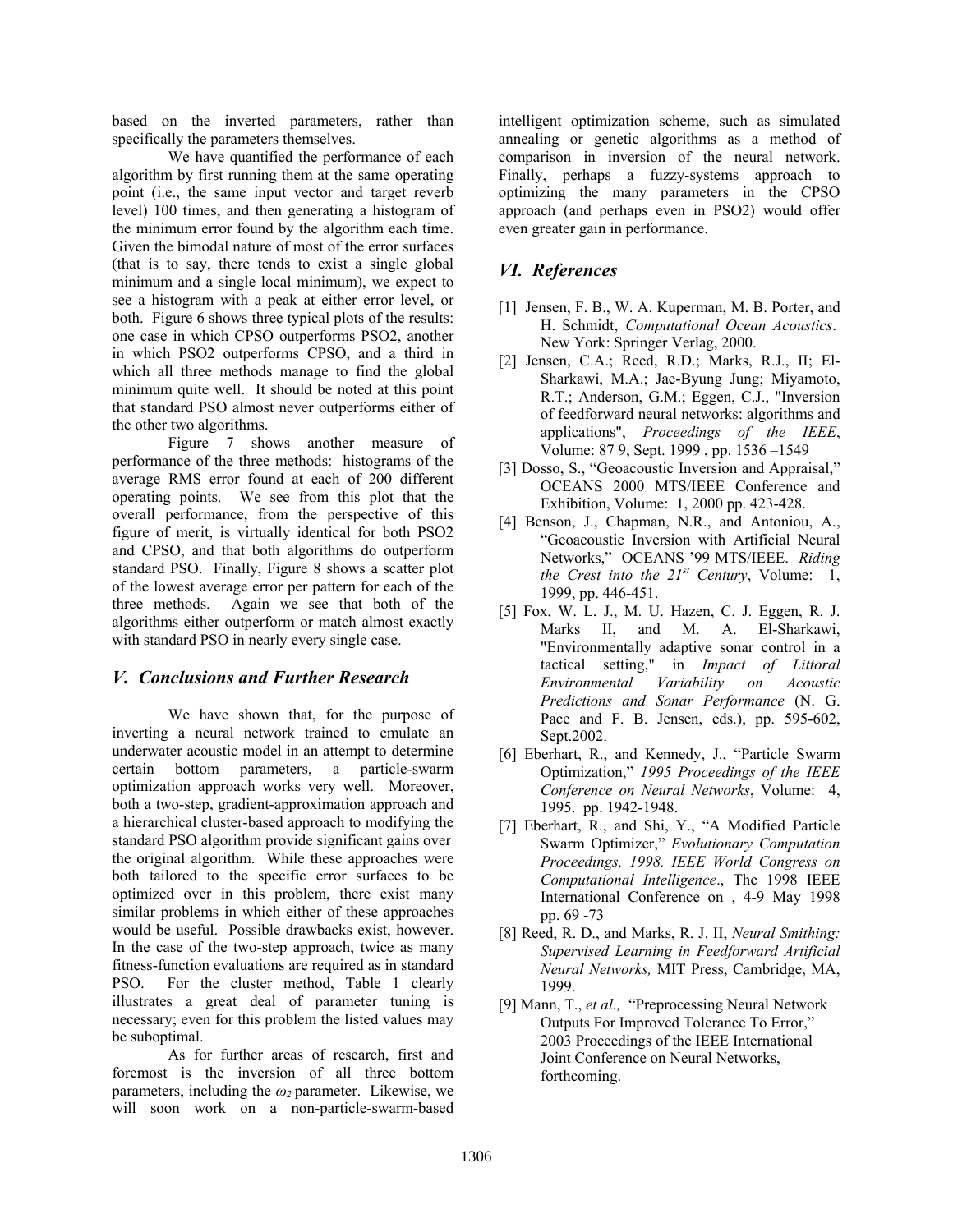based on the inverted parameters, rather than specifically the parameters themselves.

We have quantified the performance of each algorithm by first running them at the same operating point (i.e., the same input vector and target reverb level) 100 times, and then generating a histogram of the minimum error found by the algorithm each time. Given the bimodal nature of most of the error surfaces (that is to say, there tends to exist a single global minimum and a single local minimum), we expect to see a histogram with a peak at either error level, or both. Figure 6 shows three typical plots of the results: one case in which CPSO outperforms PSO2, another in which PSO2 outperforms CPSO, and a third in which all three methods manage to find the global minimum quite well. It should be noted at this point that standard PSO almost never outperforms either of the other two algorithms.

Figure 7 shows another measure of performance of the three methods: histograms of the average RMS error found at each of 200 different operating points. We see from this plot that the overall performance, from the perspective of this figure of merit, is virtually identical for both PSO2 and CPSO, and that both algorithms do outperform standard PSO. Finally, Figure 8 shows a scatter plot of the lowest average error per pattern for each of the three methods. Again we see that both of the algorithms either outperform or match almost exactly with standard PSO in nearly every single case.

## *V. Conclusions and Further Research*

We have shown that, for the purpose of inverting a neural network trained to emulate an underwater acoustic model in an attempt to determine certain bottom parameters, a particle-swarm optimization approach works very well. Moreover, both a two-step, gradient-approximation approach and a hierarchical cluster-based approach to modifying the standard PSO algorithm provide significant gains over the original algorithm. While these approaches were both tailored to the specific error surfaces to be optimized over in this problem, there exist many similar problems in which either of these approaches would be useful. Possible drawbacks exist, however. In the case of the two-step approach, twice as many fitness-function evaluations are required as in standard PSO. For the cluster method, Table 1 clearly illustrates a great deal of parameter tuning is necessary; even for this problem the listed values may be suboptimal.

As for further areas of research, first and foremost is the inversion of all three bottom parameters, including the $\omega_2$ parameter. Likewise, we will soon work on a non-particle-swarm-based intelligent optimization scheme, such as simulated annealing or genetic algorithms as a method of comparison in inversion of the neural network. Finally, perhaps a fuzzy-systems approach to optimizing the many parameters in the CPSO approach (and perhaps even in PSO2) would offer even greater gain in performance.

## *VI. References*

[1] Jensen, F. B., W. A. Kuperman, M. B. Porter, and H. Schmidt, *Computational Ocean Acoustics*. New York: Springer Verlag, 2000.

[2] Jensen, C.A.; Reed, R.D.; Marks, R.J., II; El-Sharkawi, M.A.; Jae-Byung Jung; Miyamoto, R.T.; Anderson, G.M.; Eggen, C.J., "Inversion of feedforward neural networks: algorithms and applications", *Proceedings of the IEEE*, Volume: 87 9, Sept. 1999 , pp. 1536 –1549

[3] Dosso, S., "Geoacoustic Inversion and Appraisal," OCEANS 2000 MTS/IEEE Conference and Exhibition, Volume: 1, 2000 pp. 423-428.

[4] Benson, J., Chapman, N.R., and Antoniou, A., "Geoacoustic Inversion with Artificial Neural Networks," OCEANS '99 MTS/IEEE. *Riding the Crest into the 21st Century*, Volume: 1, 1999, pp. 446-451.

[5] Fox, W. L. J., M. U. Hazen, C. J. Eggen, R. J. Marks II, and M. A. El-Sharkawi, "Environmentally adaptive sonar control in a tactical setting," in *Impact of Littoral Environmental Variability on Acoustic Predictions and Sonar Performance* (N. G. Pace and F. B. Jensen, eds.), pp. 595-602, Sept.2002.

[6] Eberhart, R., and Kennedy, J., "Particle Swarm Optimization," *1995 Proceedings of the IEEE Conference on Neural Networks*, Volume: 4, 1995. pp. 1942-1948.

[7] Eberhart, R., and Shi, Y., "A Modified Particle Swarm Optimizer," *Evolutionary Computation Proceedings, 1998. IEEE World Congress on Computational Intelligence*., The 1998 IEEE International Conference on , 4-9 May 1998 pp. 69 -73

[8] Reed, R. D., and Marks, R. J. II, *Neural Smithing: Supervised Learning in Feedforward Artificial Neural Networks,* MIT Press, Cambridge, MA, 1999.

[9] Mann, T., *et al.,* "Preprocessing Neural Network Outputs For Improved Tolerance To Error," 2003 Proceedings of the IEEE International Joint Conference on Neural Networks, forthcoming.